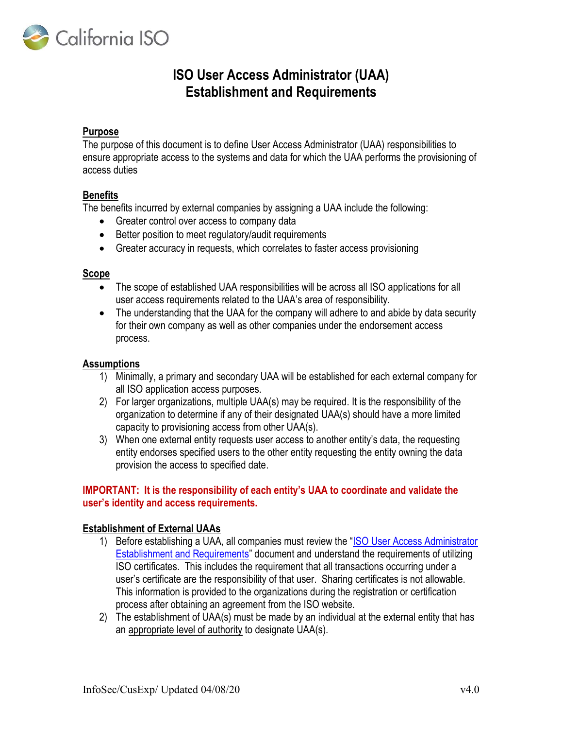# ISO User Access Administrator (UAA) Establishment and Requirements

## Purpose

The purpose of this document is to define User Access Administrator (UAA) responsibilities to ensure appropriate access to the systems and data for which the UAA performs the provisioning of access duties

## Benefits

The benefits incurred by external companies by assigning a UAA include the following:

- Greater control over access to company data
- Better position to meet regulatory/audit requirements
- Greater accuracy in requests, which correlates to faster access provisioning

## Scope

- The scope of established UAA responsibilities will be across all ISO applications for all user access requirements related to the UAA's area of responsibility.
- The understanding that the UAA for the company will adhere to and abide by data security for their own company as well as other companies under the endorsement access process.

## Assumptions

1) Minimally, a primary and secondary UAA will be established for each external company for all ISO application access purposes.
2) For larger organizations, multiple UAA(s) may be required. It is the responsibility of the organization to determine if any of their designated UAA(s) should have a more limited capacity to provisioning access from other UAA(s).
3) When one external entity requests user access to another entity's data, the requesting entity endorses specified users to the other entity requesting the entity owning the data provision the access to specified date.

**IMPORTANT: It is the responsibility of each entity's UAA to coordinate and validate the user's identity and access requirements.**

## Establishment of External UAAs

1) Before establishing a UAA, all companies must review the "ISO User Access Administrator Establishment and Requirements" document and understand the requirements of utilizing ISO certificates. This includes the requirement that all transactions occurring under a user's certificate are the responsibility of that user. Sharing certificates is not allowable. This information is provided to the organizations during the registration or certification process after obtaining an agreement from the ISO website.
2) The establishment of UAA(s) must be made by an individual at the external entity that has an appropriate level of authority to designate UAA(s).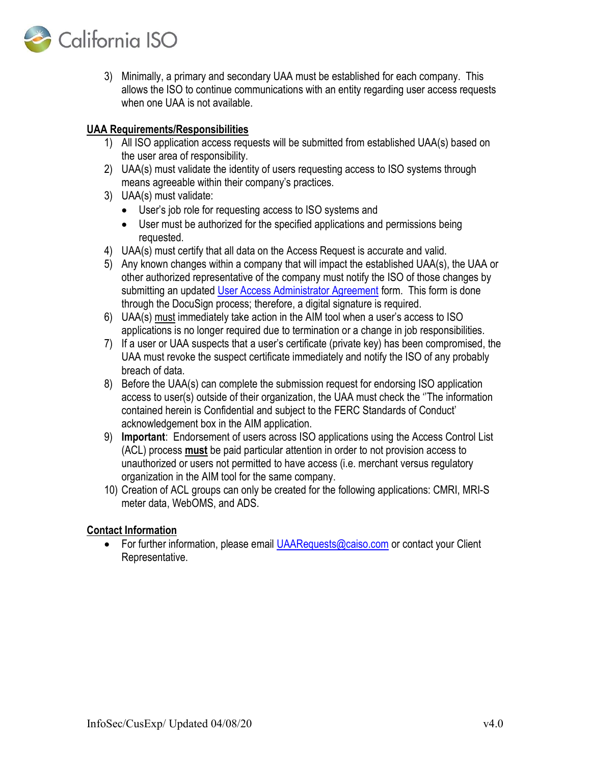3) Minimally, a primary and secondary UAA must be established for each company. This allows the ISO to continue communications with an entity regarding user access requests when one UAA is not available.

**UAA Requirements/Responsibilities**

1) All ISO application access requests will be submitted from established UAA(s) based on the user area of responsibility.
2) UAA(s) must validate the identity of users requesting access to ISO systems through means agreeable within their company's practices.
3) UAA(s) must validate:
   - User's job role for requesting access to ISO systems and
   - User must be authorized for the specified applications and permissions being requested.
4) UAA(s) must certify that all data on the Access Request is accurate and valid.
5) Any known changes within a company that will impact the established UAA(s), the UAA or other authorized representative of the company must notify the ISO of those changes by submitting an updated User Access Administrator Agreement form. This form is done through the DocuSign process; therefore, a digital signature is required.
6) UAA(s) must immediately take action in the AIM tool when a user's access to ISO applications is no longer required due to termination or a change in job responsibilities.
7) If a user or UAA suspects that a user's certificate (private key) has been compromised, the UAA must revoke the suspect certificate immediately and notify the ISO of any probably breach of data.
8) Before the UAA(s) can complete the submission request for endorsing ISO application access to user(s) outside of their organization, the UAA must check the ''The information contained herein is Confidential and subject to the FERC Standards of Conduct' acknowledgement box in the AIM application.
9) **Important**: Endorsement of users across ISO applications using the Access Control List (ACL) process **must** be paid particular attention in order to not provision access to unauthorized or users not permitted to have access (i.e. merchant versus regulatory organization in the AIM tool for the same company.
10) Creation of ACL groups can only be created for the following applications: CMRI, MRI-S meter data, WebOMS, and ADS.

**Contact Information**

- For further information, please email UAARequests@caiso.com or contact your Client Representative.